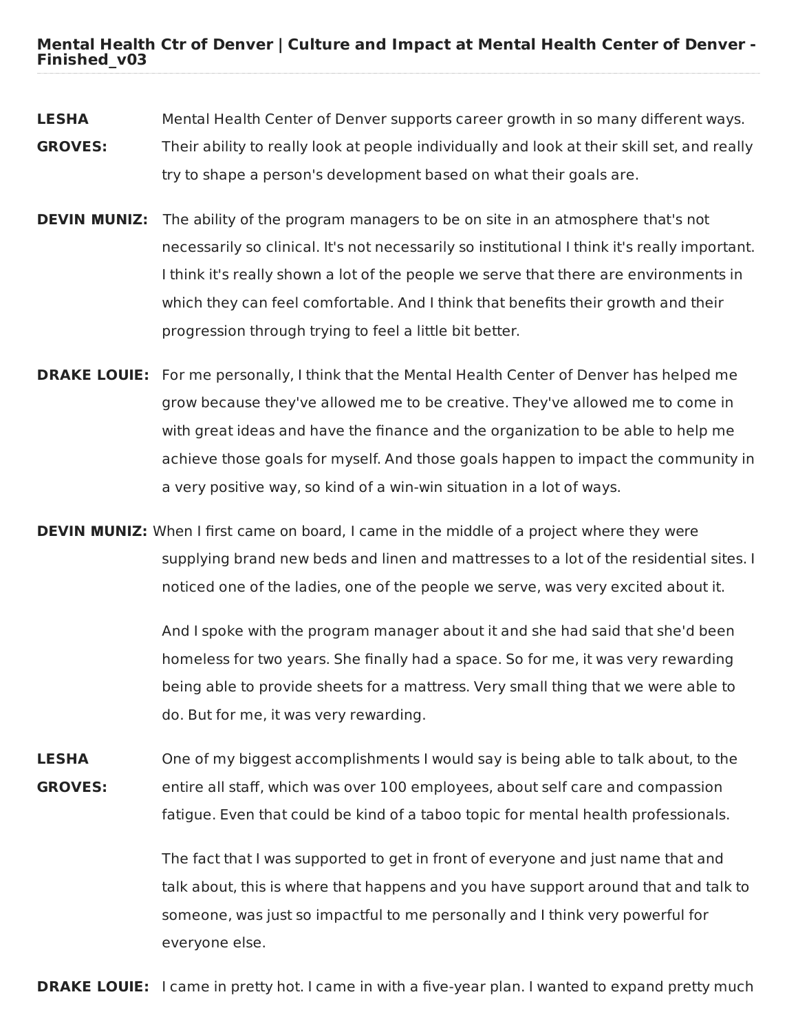# Mental Health Ctr of Denver | Culture and Impact at Mental Health Center of Denver - Finished_v03

**LESHA GROVES:** Mental Health Center of Denver supports career growth in so many different ways. Their ability to really look at people individually and look at their skill set, and really try to shape a person's development based on what their goals are.

**DEVIN MUNIZ:** The ability of the program managers to be on site in an atmosphere that's not necessarily so clinical. It's not necessarily so institutional I think it's really important. I think it's really shown a lot of the people we serve that there are environments in which they can feel comfortable. And I think that benefits their growth and their progression through trying to feel a little bit better.

**DRAKE LOUIE:** For me personally, I think that the Mental Health Center of Denver has helped me grow because they've allowed me to be creative. They've allowed me to come in with great ideas and have the finance and the organization to be able to help me achieve those goals for myself. And those goals happen to impact the community in a very positive way, so kind of a win-win situation in a lot of ways.

**DEVIN MUNIZ:** When I first came on board, I came in the middle of a project where they were supplying brand new beds and linen and mattresses to a lot of the residential sites. I noticed one of the ladies, one of the people we serve, was very excited about it.

And I spoke with the program manager about it and she had said that she'd been homeless for two years. She finally had a space. So for me, it was very rewarding being able to provide sheets for a mattress. Very small thing that we were able to do. But for me, it was very rewarding.

**LESHA GROVES:** One of my biggest accomplishments I would say is being able to talk about, to the entire all staff, which was over 100 employees, about self care and compassion fatigue. Even that could be kind of a taboo topic for mental health professionals.

The fact that I was supported to get in front of everyone and just name that and talk about, this is where that happens and you have support around that and talk to someone, was just so impactful to me personally and I think very powerful for everyone else.

**DRAKE LOUIE:** I came in pretty hot. I came in with a five-year plan. I wanted to expand pretty much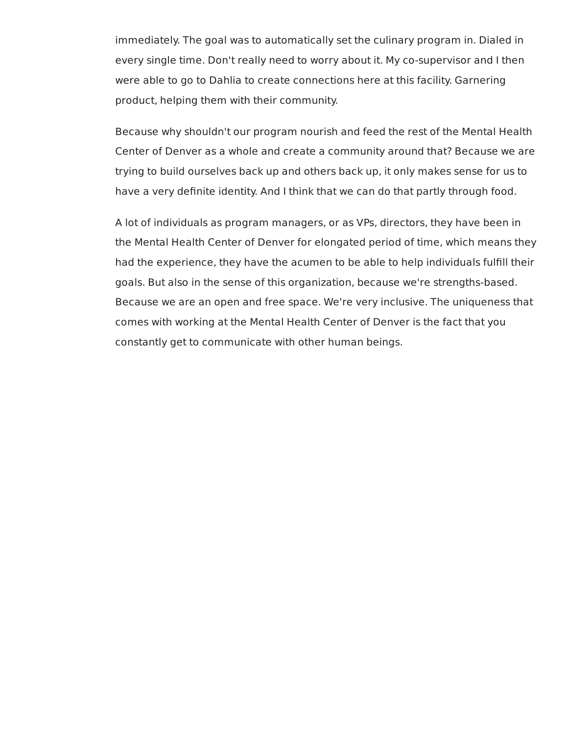immediately. The goal was to automatically set the culinary program in. Dialed in every single time. Don't really need to worry about it. My co-supervisor and I then were able to go to Dahlia to create connections here at this facility. Garnering product, helping them with their community.

Because why shouldn't our program nourish and feed the rest of the Mental Health Center of Denver as a whole and create a community around that? Because we are trying to build ourselves back up and others back up, it only makes sense for us to have a very definite identity. And I think that we can do that partly through food.

A lot of individuals as program managers, or as VPs, directors, they have been in the Mental Health Center of Denver for elongated period of time, which means they had the experience, they have the acumen to be able to help individuals fulfill their goals. But also in the sense of this organization, because we're strengths-based. Because we are an open and free space. We're very inclusive. The uniqueness that comes with working at the Mental Health Center of Denver is the fact that you constantly get to communicate with other human beings.